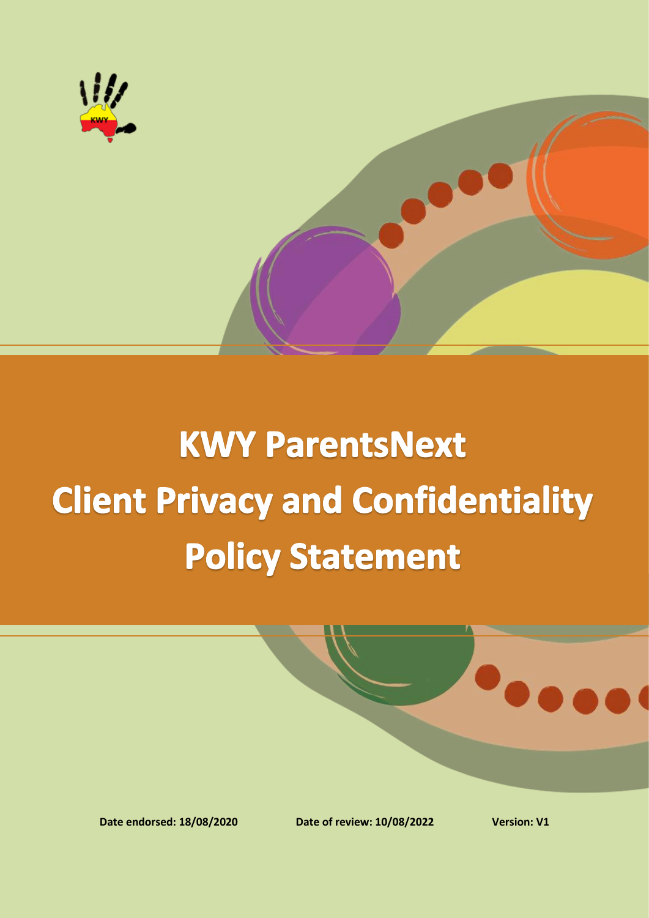# KWY ParentsNext Client Privacy and Confidentiality Policy Statement

**Date endorsed: 18/08/2020** **Date of review: 10/08/2022** **Version: V1**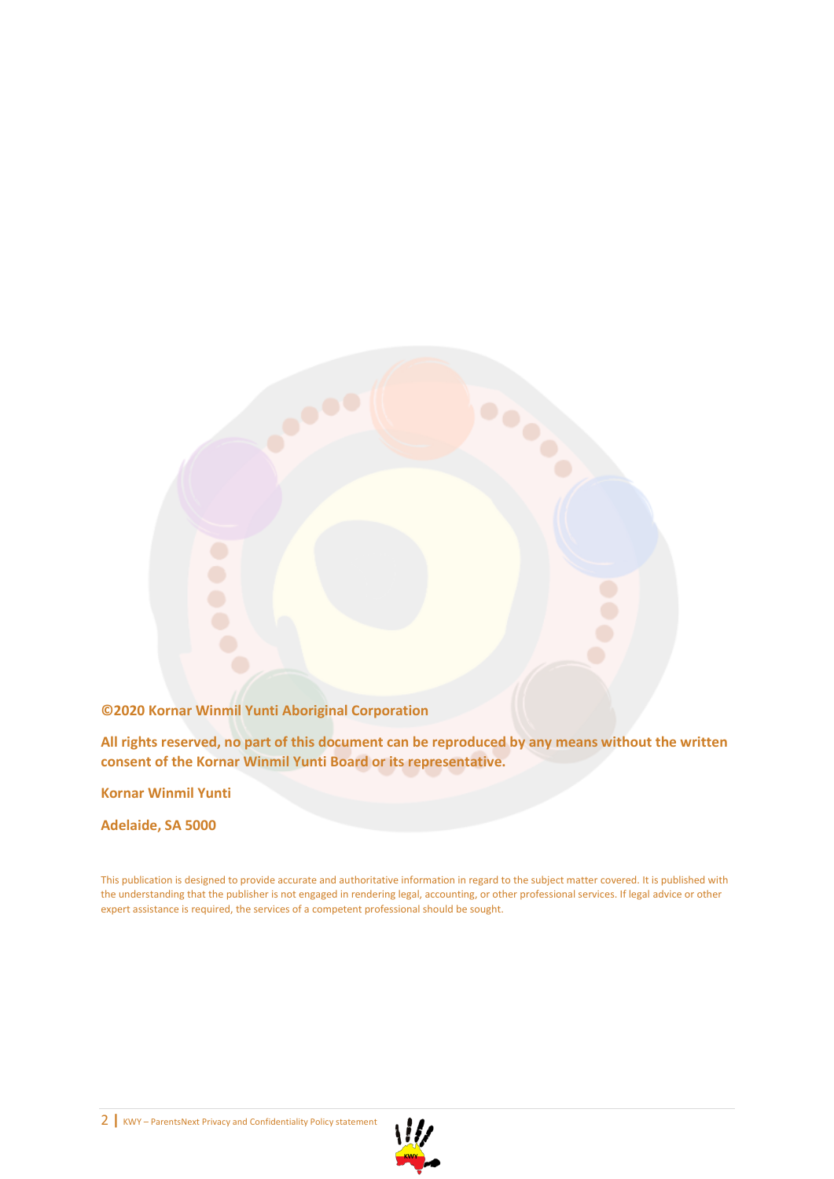**©2020 Kornar Winmil Yunti Aboriginal Corporation**

**All rights reserved, no part of this document can be reproduced by any means without the written consent of the Kornar Winmil Yunti Board or its representative.**

**Kornar Winmil Yunti**

**Adelaide, SA 5000**

This publication is designed to provide accurate and authoritative information in regard to the subject matter covered. It is published with the understanding that the publisher is not engaged in rendering legal, accounting, or other professional services. If legal advice or other expert assistance is required, the services of a competent professional should be sought.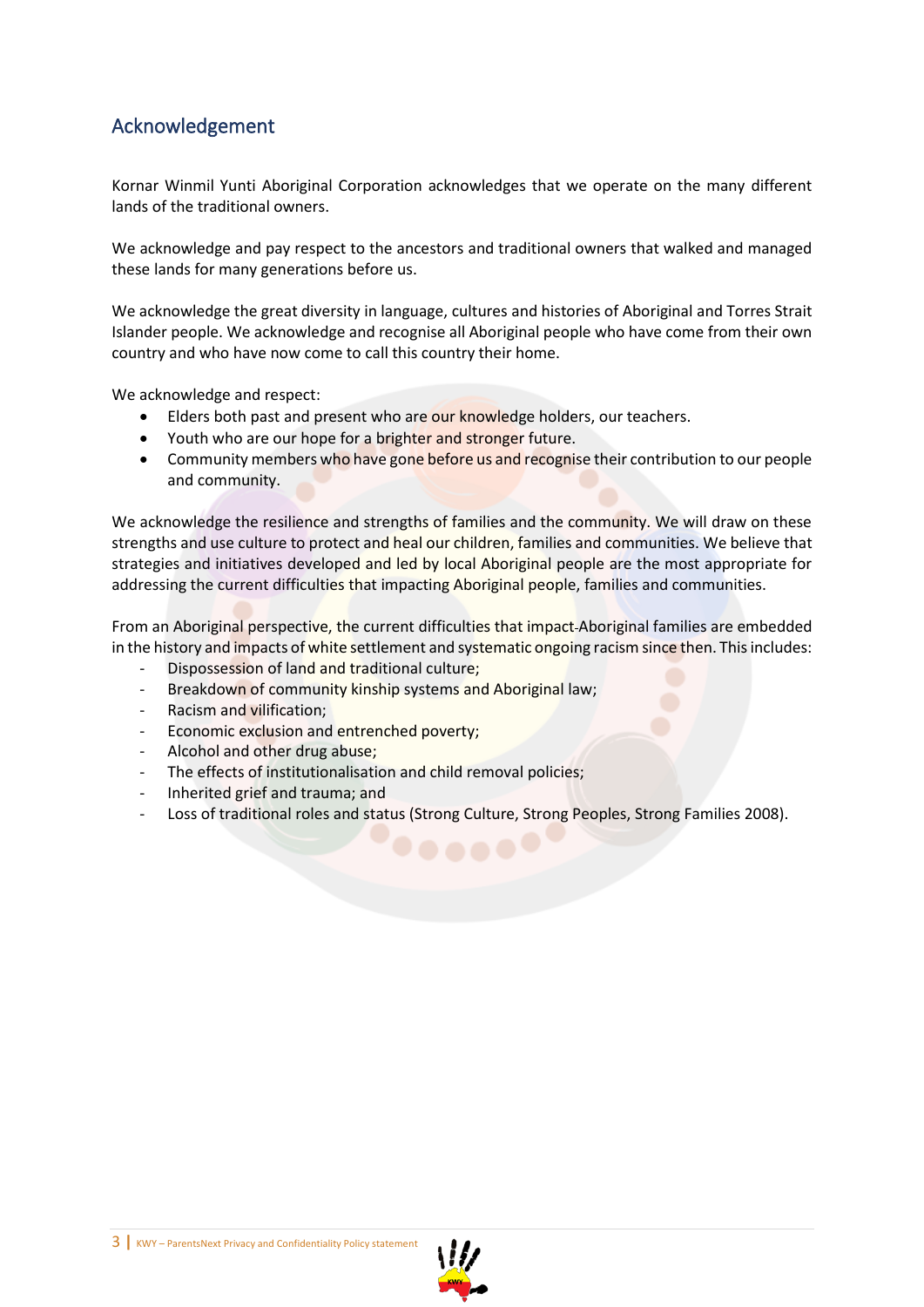## Acknowledgement

Kornar Winmil Yunti Aboriginal Corporation acknowledges that we operate on the many different lands of the traditional owners.

We acknowledge and pay respect to the ancestors and traditional owners that walked and managed these lands for many generations before us.

We acknowledge the great diversity in language, cultures and histories of Aboriginal and Torres Strait Islander people. We acknowledge and recognise all Aboriginal people who have come from their own country and who have now come to call this country their home.

We acknowledge and respect:

- Elders both past and present who are our knowledge holders, our teachers.
- Youth who are our hope for a brighter and stronger future.
- Community members who have gone before us and recognise their contribution to our people and community.

We acknowledge the resilience and strengths of families and the community. We will draw on these strengths and use culture to protect and heal our children, families and communities. We believe that strategies and initiatives developed and led by local Aboriginal people are the most appropriate for addressing the current difficulties that impacting Aboriginal people, families and communities.

From an Aboriginal perspective, the current difficulties that impact Aboriginal families are embedded in the history and impacts of white settlement and systematic ongoing racism since then. This includes:

- Dispossession of land and traditional culture;
- Breakdown of community kinship systems and Aboriginal law;
- Racism and vilification;
- Economic exclusion and entrenched poverty;
- Alcohol and other drug abuse;
- The effects of institutionalisation and child removal policies;
- Inherited grief and trauma; and
- Loss of traditional roles and status (Strong Culture, Strong Peoples, Strong Families 2008).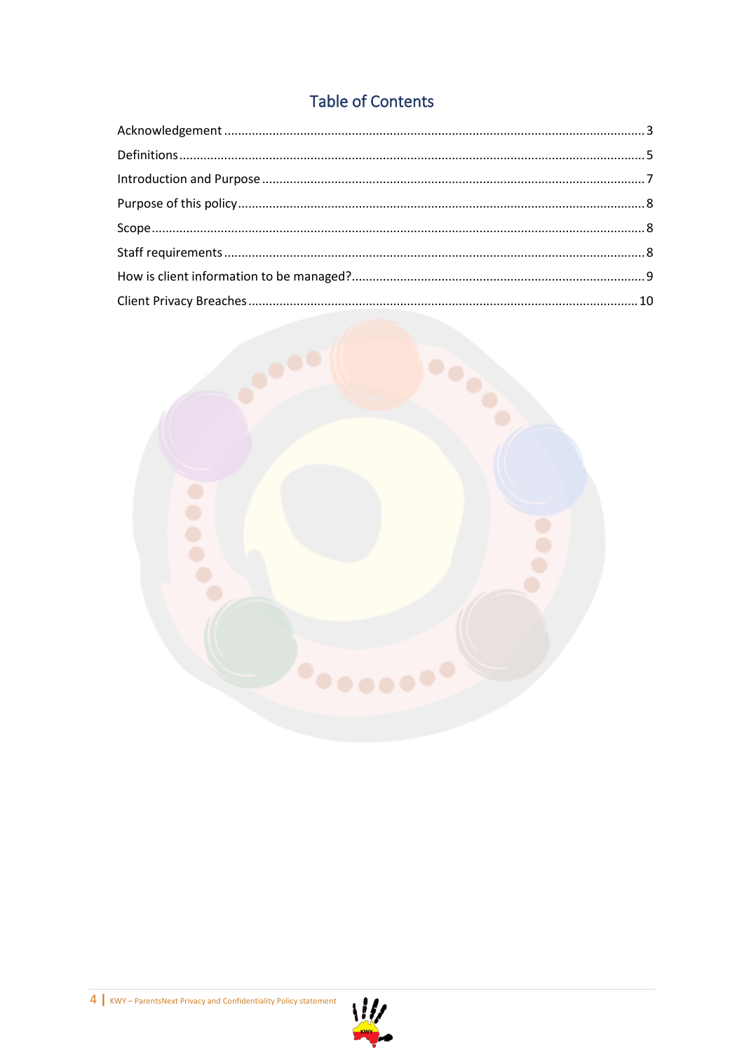## Table of Contents

Acknowledgement ........................................................................................................................ 3

Definitions ...................................................................................................................................... 5

Introduction and Purpose ............................................................................................................ 7

Purpose of this policy ................................................................................................................... 8

Scope ............................................................................................................................................. 8

Staff requirements ........................................................................................................................ 8

How is client information to be managed? ................................................................................. 9

Client Privacy Breaches .............................................................................................................. 10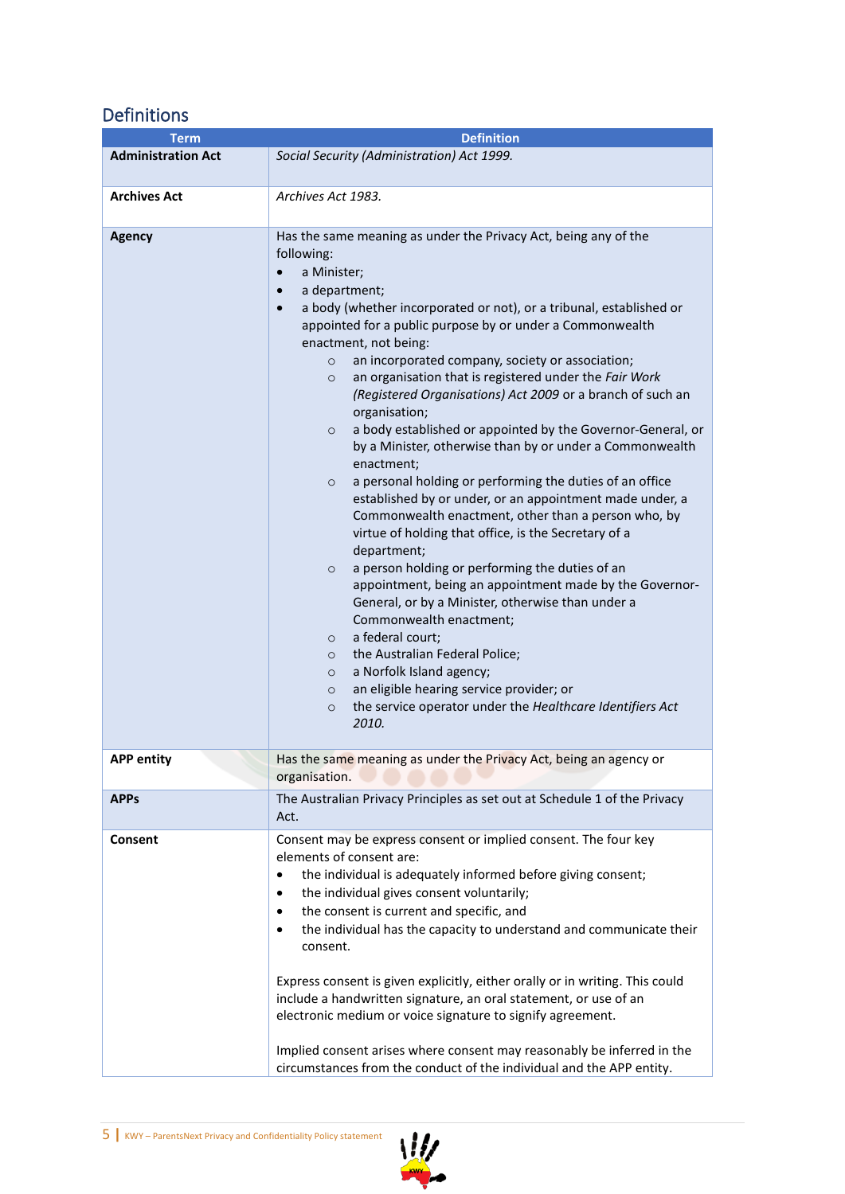## Definitions

| Term | Definition |
|---|---|
| **Administration Act** | *Social Security (Administration) Act 1999.* |
| **Archives Act** | *Archives Act 1983.* |
| **Agency** | Has the same meaning as under the Privacy Act, being any of the following:<br>• a Minister;<br>• a department;<br>• a body (whether incorporated or not), or a tribunal, established or appointed for a public purpose by or under a Commonwealth enactment, not being:<br>  ○ an incorporated company, society or association;<br>  ○ an organisation that is registered under the *Fair Work (Registered Organisations) Act 2009* or a branch of such an organisation;<br>  ○ a body established or appointed by the Governor-General, or by a Minister, otherwise than by or under a Commonwealth enactment;<br>  ○ a personal holding or performing the duties of an office established by or under, or an appointment made under, a Commonwealth enactment, other than a person who, by virtue of holding that office, is the Secretary of a department;<br>  ○ a person holding or performing the duties of an appointment, being an appointment made by the Governor-General, or by a Minister, otherwise than under a Commonwealth enactment;<br>  ○ a federal court;<br>  ○ the Australian Federal Police;<br>  ○ a Norfolk Island agency;<br>  ○ an eligible hearing service provider; or<br>  ○ the service operator under the *Healthcare Identifiers Act 2010.* |
| **APP entity** | Has the same meaning as under the Privacy Act, being an agency or organisation. |
| **APPs** | The Australian Privacy Principles as set out at Schedule 1 of the Privacy Act. |
| **Consent** | Consent may be express consent or implied consent. The four key elements of consent are:<br>• the individual is adequately informed before giving consent;<br>• the individual gives consent voluntarily;<br>• the consent is current and specific, and<br>• the individual has the capacity to understand and communicate their consent.<br><br>Express consent is given explicitly, either orally or in writing. This could include a handwritten signature, an oral statement, or use of an electronic medium or voice signature to signify agreement.<br><br>Implied consent arises where consent may reasonably be inferred in the circumstances from the conduct of the individual and the APP entity. |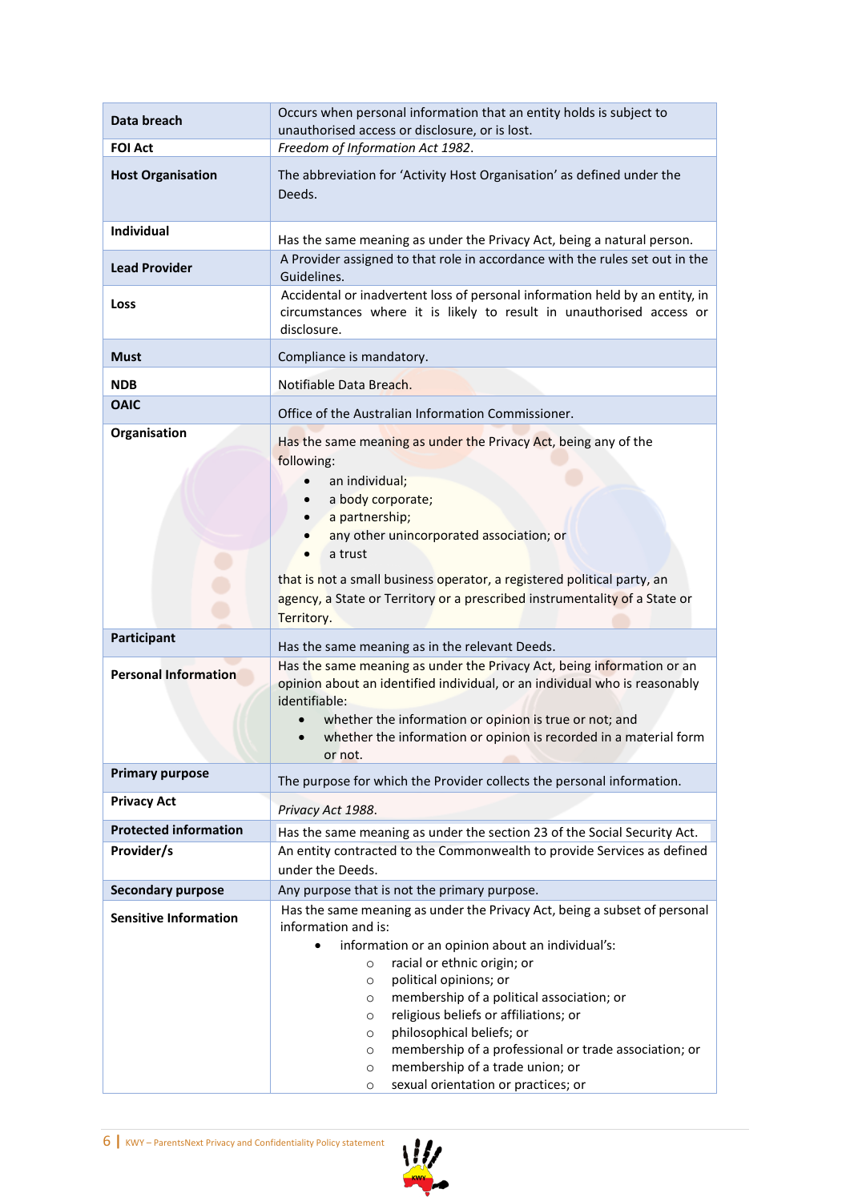| | |
|---|---|
| **Data breach** | Occurs when personal information that an entity holds is subject to unauthorised access or disclosure, or is lost. |
| **FOI Act** | *Freedom of Information Act 1982*. |
| **Host Organisation** | The abbreviation for 'Activity Host Organisation' as defined under the Deeds. |
| **Individual** | Has the same meaning as under the Privacy Act, being a natural person. |
| **Lead Provider** | A Provider assigned to that role in accordance with the rules set out in the Guidelines. |
| **Loss** | Accidental or inadvertent loss of personal information held by an entity, in circumstances where it is likely to result in unauthorised access or disclosure. |
| **Must** | Compliance is mandatory. |
| **NDB** | Notifiable Data Breach. |
| **OAIC** | Office of the Australian Information Commissioner. |
| **Organisation** | Has the same meaning as under the Privacy Act, being any of the following: <br>• an individual; <br>• a body corporate; <br>• a partnership; <br>• any other unincorporated association; or <br>• a trust <br><br>that is not a small business operator, a registered political party, an agency, a State or Territory or a prescribed instrumentality of a State or Territory. |
| **Participant** | Has the same meaning as in the relevant Deeds. |
| **Personal Information** | Has the same meaning as under the Privacy Act, being information or an opinion about an identified individual, or an individual who is reasonably identifiable: <br>• whether the information or opinion is true or not; and <br>• whether the information or opinion is recorded in a material form or not. |
| **Primary purpose** | The purpose for which the Provider collects the personal information. |
| **Privacy Act** | *Privacy Act 1988*. |
| **Protected information** | Has the same meaning as under the section 23 of the Social Security Act. |
| **Provider/s** | An entity contracted to the Commonwealth to provide Services as defined under the Deeds. |
| **Secondary purpose** | Any purpose that is not the primary purpose. |
| **Sensitive Information** | Has the same meaning as under the Privacy Act, being a subset of personal information and is: <br>• information or an opinion about an individual's: <br>  ○ racial or ethnic origin; or <br>  ○ political opinions; or <br>  ○ membership of a political association; or <br>  ○ religious beliefs or affiliations; or <br>  ○ philosophical beliefs; or <br>  ○ membership of a professional or trade association; or <br>  ○ membership of a trade union; or <br>  ○ sexual orientation or practices; or |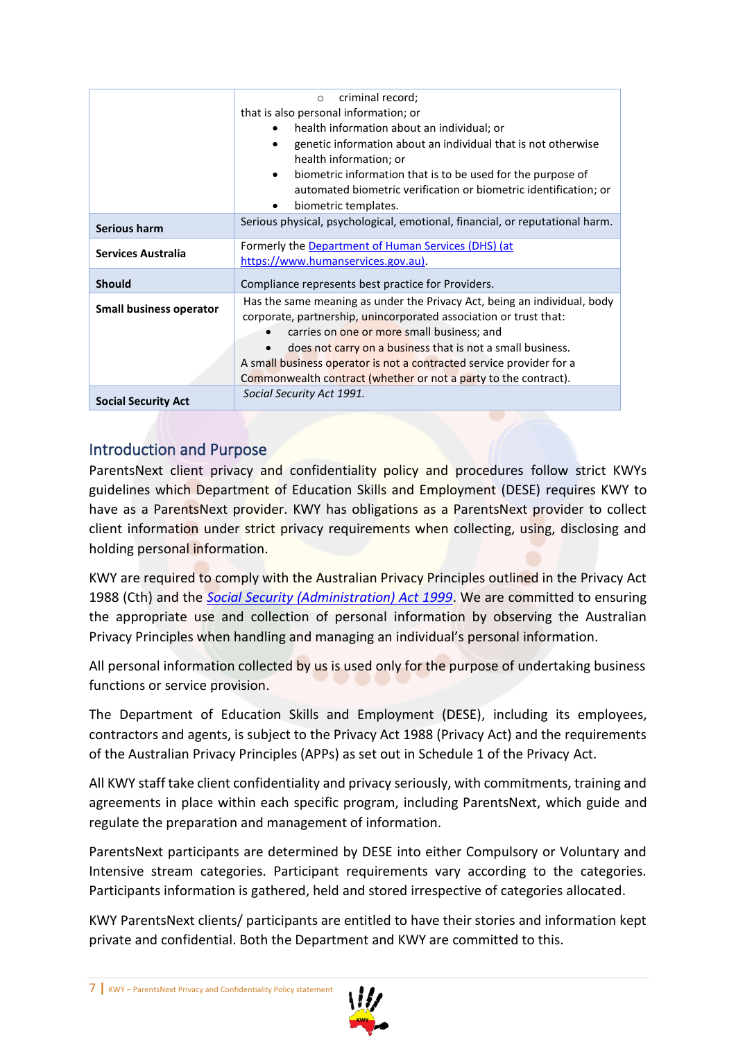| | |
|---|---|
| | ○ criminal record;<br>that is also personal information; or<br>• health information about an individual; or<br>• genetic information about an individual that is not otherwise health information; or<br>• biometric information that is to be used for the purpose of automated biometric verification or biometric identification; or<br>• biometric templates. |
| **Serious harm** | Serious physical, psychological, emotional, financial, or reputational harm. |
| **Services Australia** | Formerly the [Department of Human Services (DHS) (at https://www.humanservices.gov.au)](https://www.humanservices.gov.au). |
| **Should** | Compliance represents best practice for Providers. |
| **Small business operator** | Has the same meaning as under the Privacy Act, being an individual, body corporate, partnership, unincorporated association or trust that:<br>• carries on one or more small business; and<br>• does not carry on a business that is not a small business.<br>A small business operator is not a contracted service provider for a Commonwealth contract (whether or not a party to the contract). |
| **Social Security Act** | *Social Security Act 1991.* |

## Introduction and Purpose

ParentsNext client privacy and confidentiality policy and procedures follow strict KWYs guidelines which Department of Education Skills and Employment (DESE) requires KWY to have as a ParentsNext provider. KWY has obligations as a ParentsNext provider to collect client information under strict privacy requirements when collecting, using, disclosing and holding personal information.

KWY are required to comply with the Australian Privacy Principles outlined in the Privacy Act 1988 (Cth) and the *Social Security (Administration) Act 1999*. We are committed to ensuring the appropriate use and collection of personal information by observing the Australian Privacy Principles when handling and managing an individual's personal information.

All personal information collected by us is used only for the purpose of undertaking business functions or service provision.

The Department of Education Skills and Employment (DESE), including its employees, contractors and agents, is subject to the Privacy Act 1988 (Privacy Act) and the requirements of the Australian Privacy Principles (APPs) as set out in Schedule 1 of the Privacy Act.

All KWY staff take client confidentiality and privacy seriously, with commitments, training and agreements in place within each specific program, including ParentsNext, which guide and regulate the preparation and management of information.

ParentsNext participants are determined by DESE into either Compulsory or Voluntary and Intensive stream categories. Participant requirements vary according to the categories. Participants information is gathered, held and stored irrespective of categories allocated.

KWY ParentsNext clients/ participants are entitled to have their stories and information kept private and confidential. Both the Department and KWY are committed to this.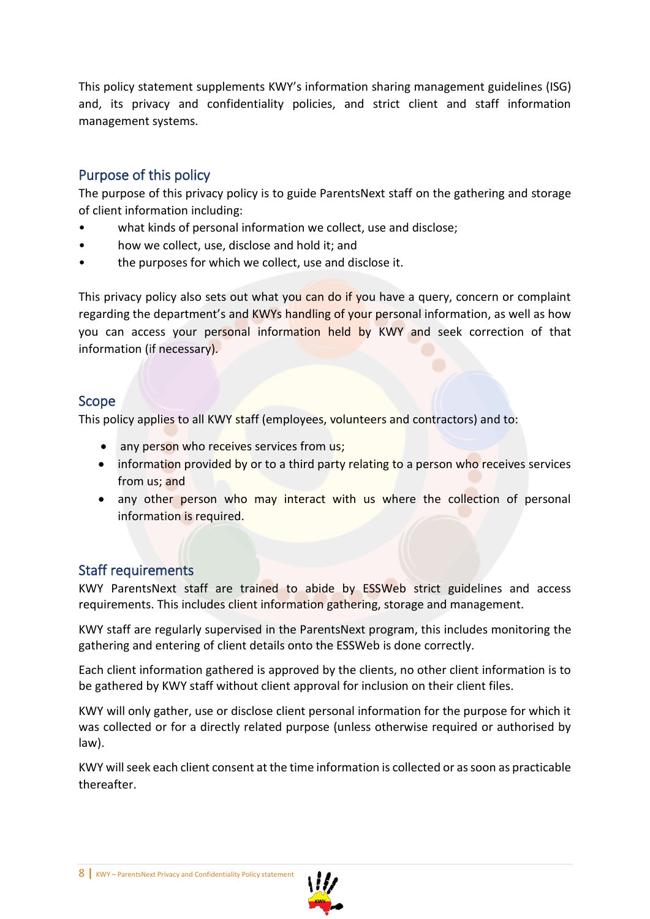This policy statement supplements KWY's information sharing management guidelines (ISG) and, its privacy and confidentiality policies, and strict client and staff information management systems.

## Purpose of this policy

The purpose of this privacy policy is to guide ParentsNext staff on the gathering and storage of client information including:

- what kinds of personal information we collect, use and disclose;
- how we collect, use, disclose and hold it; and
- the purposes for which we collect, use and disclose it.

This privacy policy also sets out what you can do if you have a query, concern or complaint regarding the department's and KWYs handling of your personal information, as well as how you can access your personal information held by KWY and seek correction of that information (if necessary).

## Scope

This policy applies to all KWY staff (employees, volunteers and contractors) and to:

- any person who receives services from us;
- information provided by or to a third party relating to a person who receives services from us; and
- any other person who may interact with us where the collection of personal information is required.

## Staff requirements

KWY ParentsNext staff are trained to abide by ESSWeb strict guidelines and access requirements. This includes client information gathering, storage and management.

KWY staff are regularly supervised in the ParentsNext program, this includes monitoring the gathering and entering of client details onto the ESSWeb is done correctly.

Each client information gathered is approved by the clients, no other client information is to be gathered by KWY staff without client approval for inclusion on their client files.

KWY will only gather, use or disclose client personal information for the purpose for which it was collected or for a directly related purpose (unless otherwise required or authorised by law).

KWY will seek each client consent at the time information is collected or as soon as practicable thereafter.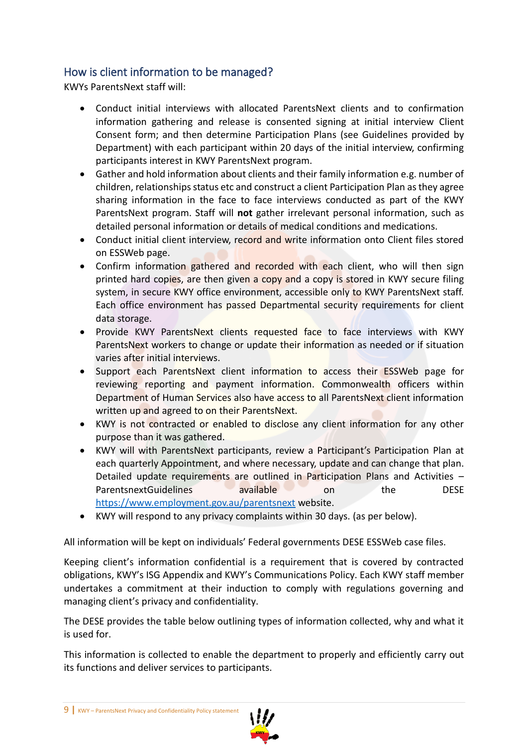## How is client information to be managed?

KWYs ParentsNext staff will:

- Conduct initial interviews with allocated ParentsNext clients and to confirmation information gathering and release is consented signing at initial interview Client Consent form; and then determine Participation Plans (see Guidelines provided by Department) with each participant within 20 days of the initial interview, confirming participants interest in KWY ParentsNext program.
- Gather and hold information about clients and their family information e.g. number of children, relationships status etc and construct a client Participation Plan as they agree sharing information in the face to face interviews conducted as part of the KWY ParentsNext program. Staff will **not** gather irrelevant personal information, such as detailed personal information or details of medical conditions and medications.
- Conduct initial client interview, record and write information onto Client files stored on ESSWeb page.
- Confirm information gathered and recorded with each client, who will then sign printed hard copies, are then given a copy and a copy is stored in KWY secure filing system, in secure KWY office environment, accessible only to KWY ParentsNext staff. Each office environment has passed Departmental security requirements for client data storage.
- Provide KWY ParentsNext clients requested face to face interviews with KWY ParentsNext workers to change or update their information as needed or if situation varies after initial interviews.
- Support each ParentsNext client information to access their ESSWeb page for reviewing reporting and payment information. Commonwealth officers within Department of Human Services also have access to all ParentsNext client information written up and agreed to on their ParentsNext.
- KWY is not contracted or enabled to disclose any client information for any other purpose than it was gathered.
- KWY will with ParentsNext participants, review a Participant's Participation Plan at each quarterly Appointment, and where necessary, update and can change that plan. Detailed update requirements are outlined in Participation Plans and Activities – ParentsnextGuidelines available on the DESE https://www.employment.gov.au/parentsnext website.
- KWY will respond to any privacy complaints within 30 days. (as per below).

All information will be kept on individuals' Federal governments DESE ESSWeb case files.

Keeping client's information confidential is a requirement that is covered by contracted obligations, KWY's ISG Appendix and KWY's Communications Policy. Each KWY staff member undertakes a commitment at their induction to comply with regulations governing and managing client's privacy and confidentiality.

The DESE provides the table below outlining types of information collected, why and what it is used for.

This information is collected to enable the department to properly and efficiently carry out its functions and deliver services to participants.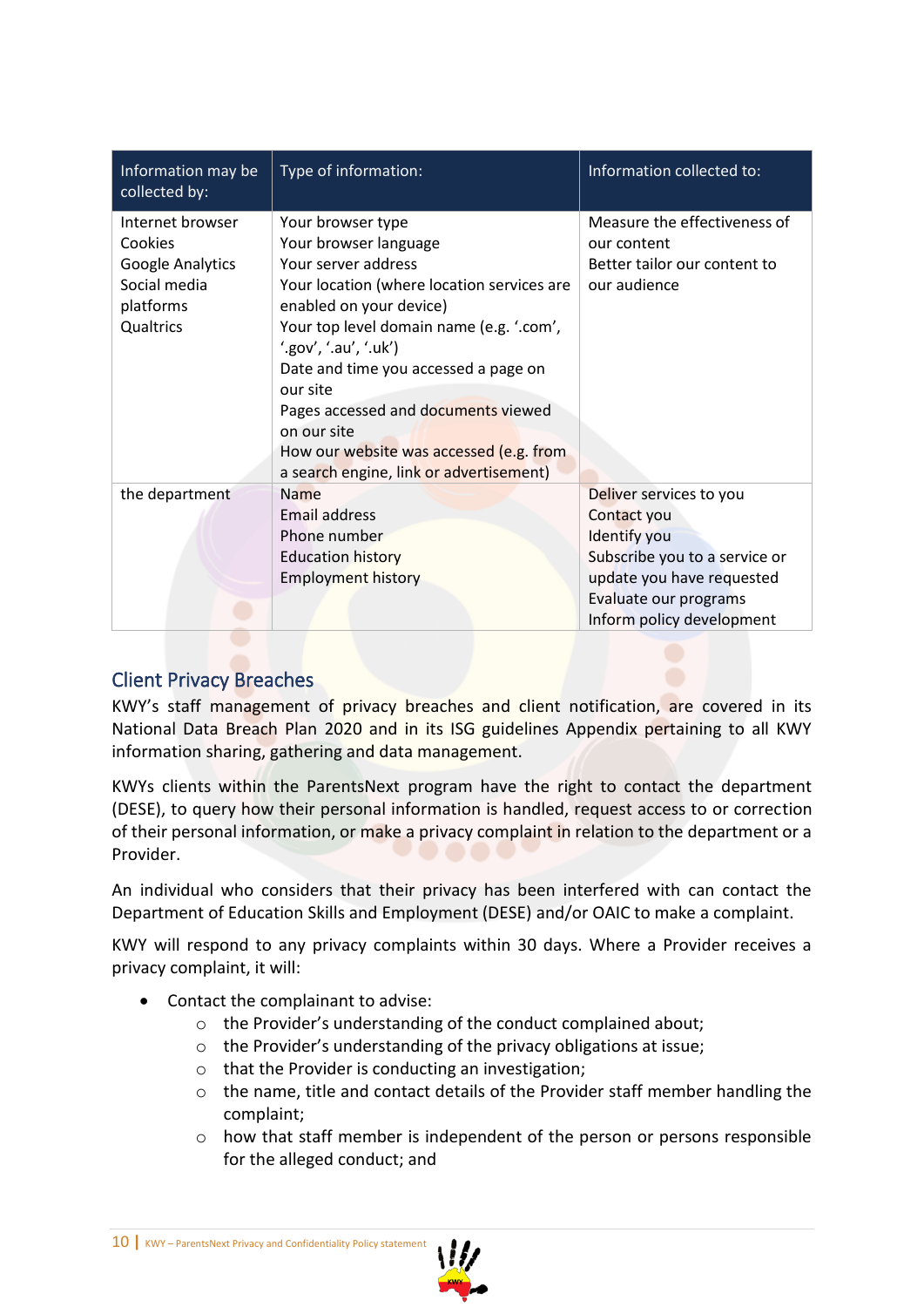| Information may be collected by: | Type of information: | Information collected to: |
|---|---|---|
| Internet browser<br>Cookies<br>Google Analytics<br>Social media platforms<br>Qualtrics | Your browser type<br>Your browser language<br>Your server address<br>Your location (where location services are enabled on your device)<br>Your top level domain name (e.g. '.com', '.gov', '.au', '.uk')<br>Date and time you accessed a page on our site<br>Pages accessed and documents viewed on our site<br>How our website was accessed (e.g. from a search engine, link or advertisement) | Measure the effectiveness of our content<br>Better tailor our content to our audience |
| the department | Name<br>Email address<br>Phone number<br>Education history<br>Employment history | Deliver services to you<br>Contact you<br>Identify you<br>Subscribe you to a service or update you have requested<br>Evaluate our programs<br>Inform policy development |

## Client Privacy Breaches

KWY's staff management of privacy breaches and client notification, are covered in its National Data Breach Plan 2020 and in its ISG guidelines Appendix pertaining to all KWY information sharing, gathering and data management.

KWYs clients within the ParentsNext program have the right to contact the department (DESE), to query how their personal information is handled, request access to or correction of their personal information, or make a privacy complaint in relation to the department or a Provider.

An individual who considers that their privacy has been interfered with can contact the Department of Education Skills and Employment (DESE) and/or OAIC to make a complaint.

KWY will respond to any privacy complaints within 30 days. Where a Provider receives a privacy complaint, it will:

- Contact the complainant to advise:
  - the Provider's understanding of the conduct complained about;
  - the Provider's understanding of the privacy obligations at issue;
  - that the Provider is conducting an investigation;
  - the name, title and contact details of the Provider staff member handling the complaint;
  - how that staff member is independent of the person or persons responsible for the alleged conduct; and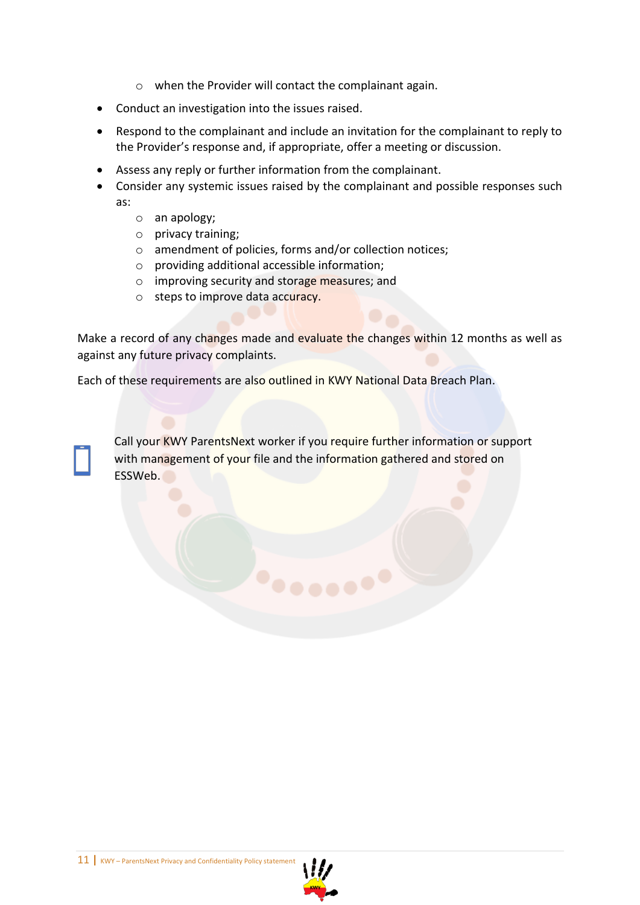- when the Provider will contact the complainant again.
- Conduct an investigation into the issues raised.
- Respond to the complainant and include an invitation for the complainant to reply to the Provider's response and, if appropriate, offer a meeting or discussion.
- Assess any reply or further information from the complainant.
- Consider any systemic issues raised by the complainant and possible responses such as:
  - an apology;
  - privacy training;
  - amendment of policies, forms and/or collection notices;
  - providing additional accessible information;
  - improving security and storage measures; and
  - steps to improve data accuracy.

Make a record of any changes made and evaluate the changes within 12 months as well as against any future privacy complaints.

Each of these requirements are also outlined in KWY National Data Breach Plan.

Call your KWY ParentsNext worker if you require further information or support with management of your file and the information gathered and stored on ESSWeb.